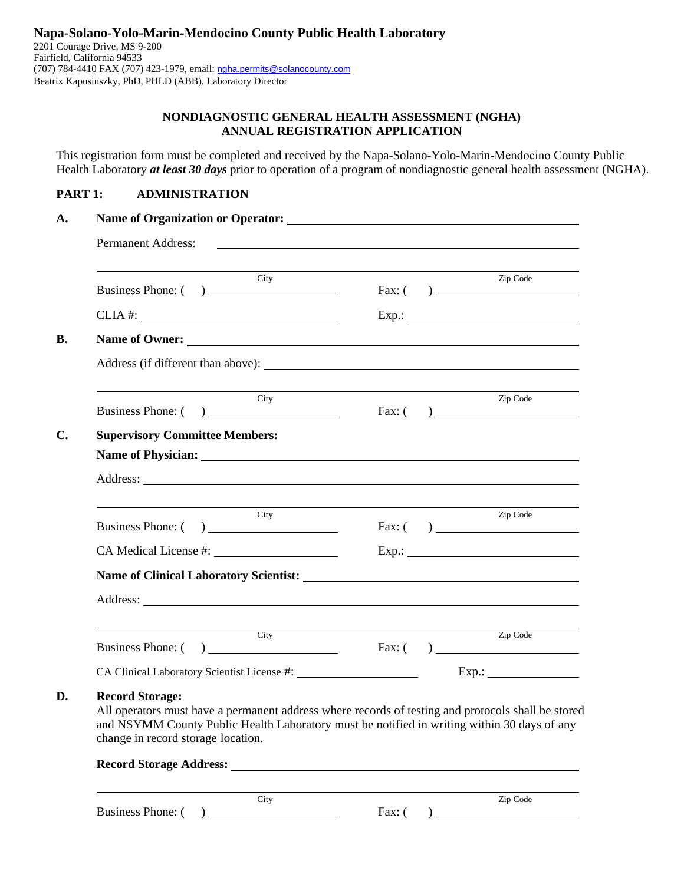**Napa-Solano-Yolo-Marin-Mendocino County Public Health Laboratory**
2201 Courage Drive, MS 9-200
Fairfield, California 94533
(707) 784-4410 FAX (707) 423-1979, email: ngha.permits@solanocounty.com
Beatrix Kapusinszky, PhD, PHLD (ABB), Laboratory Director

## NONDIAGNOSTIC GENERAL HEALTH ASSESSMENT (NGHA) ANNUAL REGISTRATION APPLICATION

This registration form must be completed and received by the Napa-Solano-Yolo-Marin-Mendocino County Public Health Laboratory ***at least 30 days*** prior to operation of a program of nondiagnostic general health assessment (NGHA).

### PART 1: ADMINISTRATION

**A. Name of Organization or Operator:** ______________________________

Permanent Address: ______________________________

______________________________
City Zip Code

Business Phone: ( ) ______________ Fax: ( ) ______________

CLIA #: ______________ Exp.: ______________

**B. Name of Owner:** ______________________________

Address (if different than above): ______________________________

______________________________
City Zip Code

Business Phone: ( ) ______________ Fax: ( ) ______________

**C. Supervisory Committee Members:**

**Name of Physician:** ______________________________

Address: ______________________________

______________________________
City Zip Code

Business Phone: ( ) ______________ Fax: ( ) ______________

CA Medical License #: ______________ Exp.: ______________

**Name of Clinical Laboratory Scientist:** ______________________________

Address: ______________________________

______________________________
City Zip Code

Business Phone: ( ) ______________ Fax: ( ) ______________

CA Clinical Laboratory Scientist License #: ______________ Exp.: ______________

**D. Record Storage:**
All operators must have a permanent address where records of testing and protocols shall be stored and NSYMM County Public Health Laboratory must be notified in writing within 30 days of any change in record storage location.

**Record Storage Address:** ______________________________

______________________________
City Zip Code

Business Phone: ( ) ______________ Fax: ( ) ______________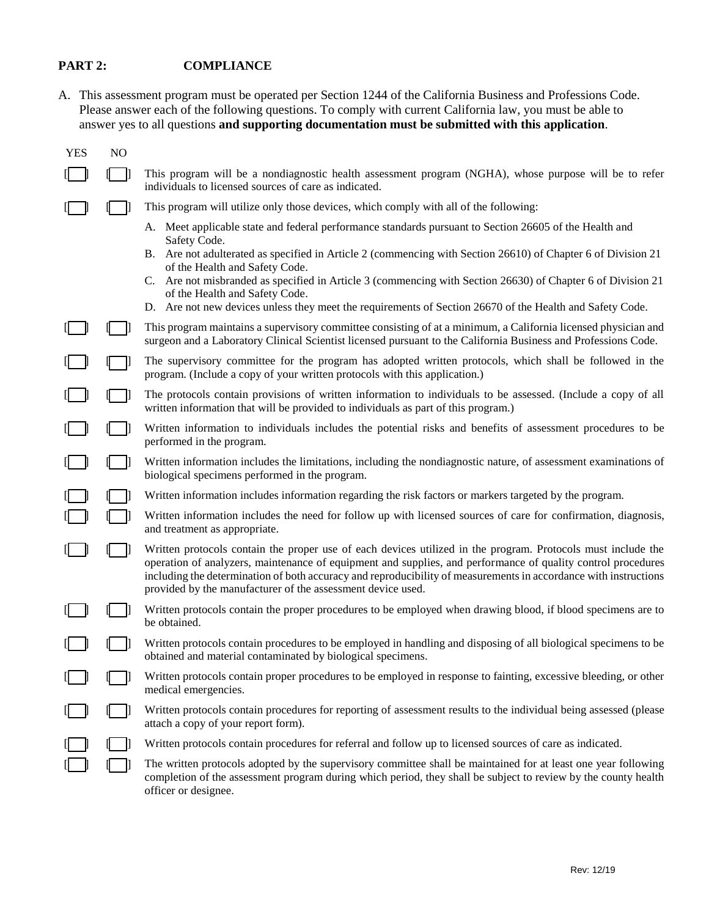## PART 2: COMPLIANCE

A. This assessment program must be operated per Section 1244 of the California Business and Professions Code. Please answer each of the following questions. To comply with current California law, you must be able to answer yes to all questions **and supporting documentation must be submitted with this application**.

| YES | NO | |
|---|---|---|
| [ ] | [ ] | This program will be a nondiagnostic health assessment program (NGHA), whose purpose will be to refer individuals to licensed sources of care as indicated. |
| [ ] | [ ] | This program will utilize only those devices, which comply with all of the following:<br>A. Meet applicable state and federal performance standards pursuant to Section 26605 of the Health and Safety Code.<br>B. Are not adulterated as specified in Article 2 (commencing with Section 26610) of Chapter 6 of Division 21 of the Health and Safety Code.<br>C. Are not misbranded as specified in Article 3 (commencing with Section 26630) of Chapter 6 of Division 21 of the Health and Safety Code.<br>D. Are not new devices unless they meet the requirements of Section 26670 of the Health and Safety Code. |
| [ ] | [ ] | This program maintains a supervisory committee consisting of at a minimum, a California licensed physician and surgeon and a Laboratory Clinical Scientist licensed pursuant to the California Business and Professions Code. |
| [ ] | [ ] | The supervisory committee for the program has adopted written protocols, which shall be followed in the program. (Include a copy of your written protocols with this application.) |
| [ ] | [ ] | The protocols contain provisions of written information to individuals to be assessed. (Include a copy of all written information that will be provided to individuals as part of this program.) |
| [ ] | [ ] | Written information to individuals includes the potential risks and benefits of assessment procedures to be performed in the program. |
| [ ] | [ ] | Written information includes the limitations, including the nondiagnostic nature, of assessment examinations of biological specimens performed in the program. |
| [ ] | [ ] | Written information includes information regarding the risk factors or markers targeted by the program. |
| [ ] | [ ] | Written information includes the need for follow up with licensed sources of care for confirmation, diagnosis, and treatment as appropriate. |
| [ ] | [ ] | Written protocols contain the proper use of each devices utilized in the program. Protocols must include the operation of analyzers, maintenance of equipment and supplies, and performance of quality control procedures including the determination of both accuracy and reproducibility of measurements in accordance with instructions provided by the manufacturer of the assessment device used. |
| [ ] | [ ] | Written protocols contain the proper procedures to be employed when drawing blood, if blood specimens are to be obtained. |
| [ ] | [ ] | Written protocols contain procedures to be employed in handling and disposing of all biological specimens to be obtained and material contaminated by biological specimens. |
| [ ] | [ ] | Written protocols contain proper procedures to be employed in response to fainting, excessive bleeding, or other medical emergencies. |
| [ ] | [ ] | Written protocols contain procedures for reporting of assessment results to the individual being assessed (please attach a copy of your report form). |
| [ ] | [ ] | Written protocols contain procedures for referral and follow up to licensed sources of care as indicated. |
| [ ] | [ ] | The written protocols adopted by the supervisory committee shall be maintained for at least one year following completion of the assessment program during which period, they shall be subject to review by the county health officer or designee. |

Rev: 12/19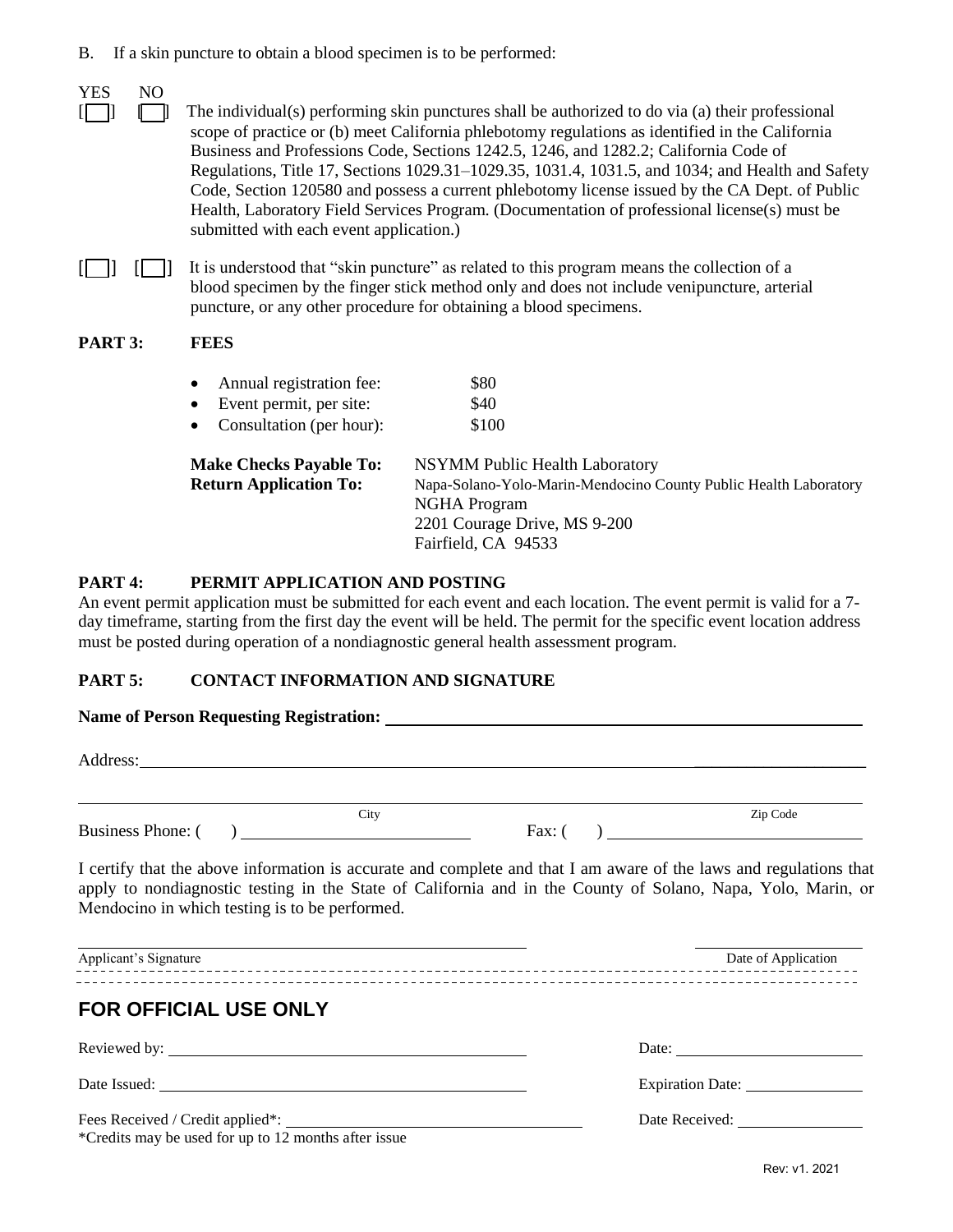B. If a skin puncture to obtain a blood specimen is to be performed:

| YES | NO | |
|---|---|---|
| [ ] | [ ] | The individual(s) performing skin punctures shall be authorized to do via (a) their professional scope of practice or (b) meet California phlebotomy regulations as identified in the California Business and Professions Code, Sections 1242.5, 1246, and 1282.2; California Code of Regulations, Title 17, Sections 1029.31–1029.35, 1031.4, 1031.5, and 1034; and Health and Safety Code, Section 120580 and possess a current phlebotomy license issued by the CA Dept. of Public Health, Laboratory Field Services Program. (Documentation of professional license(s) must be submitted with each event application.) |
| [ ] | [ ] | It is understood that "skin puncture" as related to this program means the collection of a blood specimen by the finger stick method only and does not include venipuncture, arterial puncture, or any other procedure for obtaining a blood specimens. |

## PART 3: FEES

- Annual registration fee: $80
- Event permit, per site: $40
- Consultation (per hour): $100

**Make Checks Payable To:** NSYMM Public Health Laboratory

**Return Application To:** Napa-Solano-Yolo-Marin-Mendocino County Public Health Laboratory
NGHA Program
2201 Courage Drive, MS 9-200
Fairfield, CA 94533

## PART 4: PERMIT APPLICATION AND POSTING

An event permit application must be submitted for each event and each location. The event permit is valid for a 7-day timeframe, starting from the first day the event will be held. The permit for the specific event location address must be posted during operation of a nondiagnostic general health assessment program.

## PART 5: CONTACT INFORMATION AND SIGNATURE

**Name of Person Requesting Registration:** ______________________________

Address: ______________________________

______________________________
City Zip Code

Business Phone: ( ) ______________ Fax: ( ) ______________

I certify that the above information is accurate and complete and that I am aware of the laws and regulations that apply to nondiagnostic testing in the State of California and in the County of Solano, Napa, Yolo, Marin, or Mendocino in which testing is to be performed.

______________________________ ______________
Applicant's Signature Date of Application

## FOR OFFICIAL USE ONLY

Reviewed by: ______________________________ Date: ______________

Date Issued: ______________________________ Expiration Date: ______________

Fees Received / Credit applied*: ______________________________ Date Received: ______________

*Credits may be used for up to 12 months after issue

Rev: v1. 2021